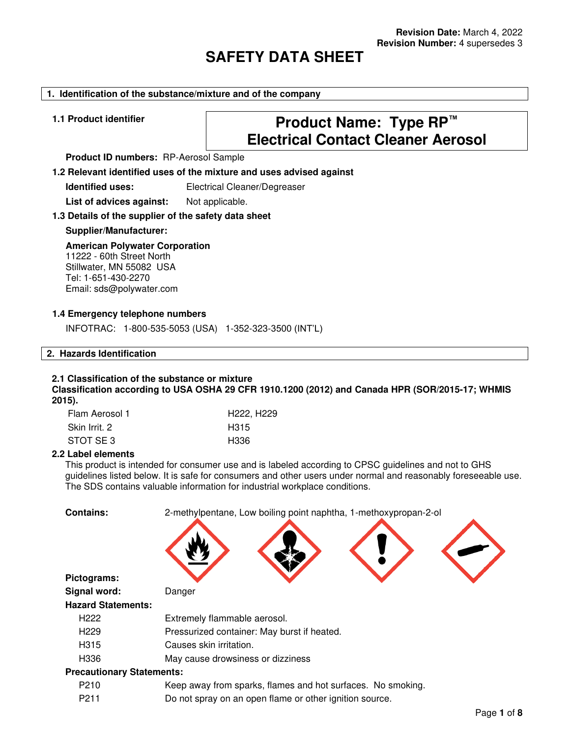**Revision Date:** March 4, 2022
**Revision Number:** 4 supersedes 3

# SAFETY DATA SHEET

## 1. Identification of the substance/mixture and of the company

**1.1 Product identifier**

**Product Name: Type RP™ Electrical Contact Cleaner Aerosol**

**Product ID numbers:** RP-Aerosol Sample

**1.2 Relevant identified uses of the mixture and uses advised against**

**Identified uses:** Electrical Cleaner/Degreaser

**List of advices against:** Not applicable.

**1.3 Details of the supplier of the safety data sheet**

**Supplier/Manufacturer:**

**American Polywater Corporation**
11222 - 60th Street North
Stillwater, MN 55082 USA
Tel: 1-651-430-2270
Email: sds@polywater.com

**1.4 Emergency telephone numbers**

INFOTRAC: 1-800-535-5053 (USA) 1-352-323-3500 (INT'L)

## 2. Hazards Identification

**2.1 Classification of the substance or mixture**
**Classification according to USA OSHA 29 CFR 1910.1200 (2012) and Canada HPR (SOR/2015-17; WHMIS 2015).**

| | |
|---|---|
| Flam Aerosol 1 | H222, H229 |
| Skin Irrit. 2 | H315 |
| STOT SE 3 | H336 |

**2.2 Label elements**
This product is intended for consumer use and is labeled according to CPSC guidelines and not to GHS guidelines listed below. It is safe for consumers and other users under normal and reasonably foreseeable use. The SDS contains valuable information for industrial workplace conditions.

**Contains:** 2-methylpentane, Low boiling point naphtha, 1-methoxypropan-2-ol

**Pictograms:**

**Signal word:** Danger

**Hazard Statements:**

| | |
|---|---|
| H222 | Extremely flammable aerosol. |
| H229 | Pressurized container: May burst if heated. |
| H315 | Causes skin irritation. |
| H336 | May cause drowsiness or dizziness |

**Precautionary Statements:**

| | |
|---|---|
| P210 | Keep away from sparks, flames and hot surfaces. No smoking. |
| P211 | Do not spray on an open flame or other ignition source. |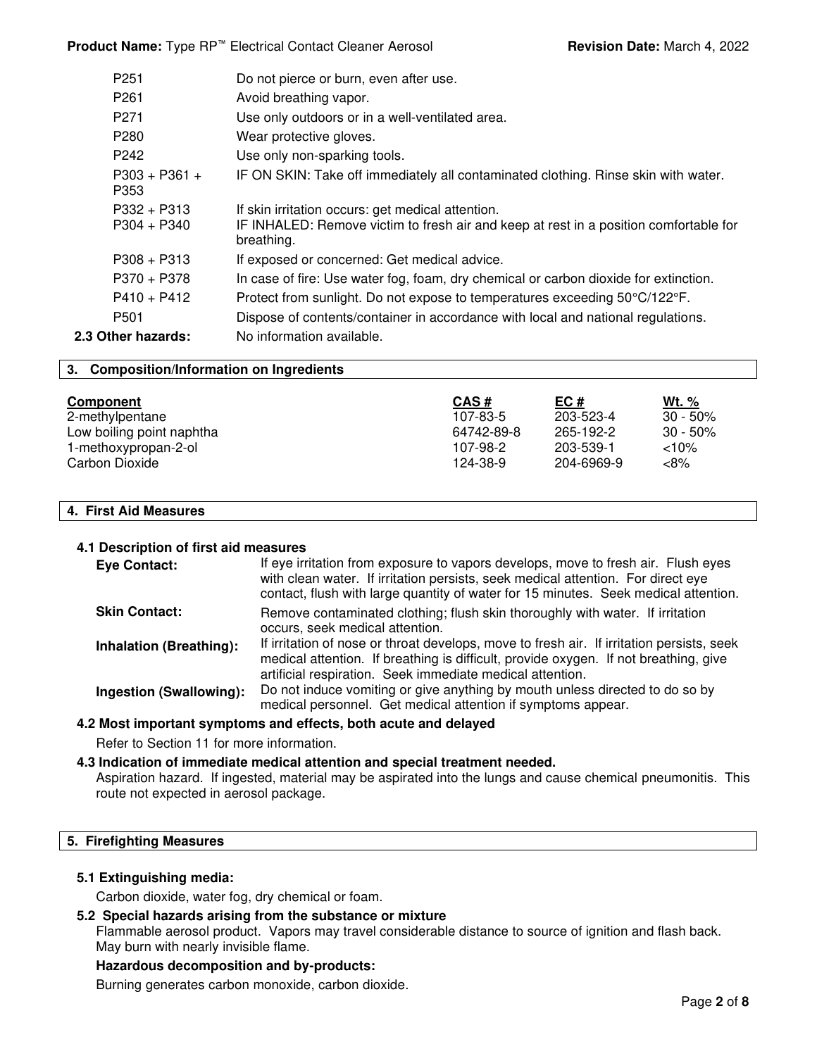| | |
|---|---|
| P251 | Do not pierce or burn, even after use. |
| P261 | Avoid breathing vapor. |
| P271 | Use only outdoors or in a well-ventilated area. |
| P280 | Wear protective gloves. |
| P242 | Use only non-sparking tools. |
| P303 + P361 + P353 | IF ON SKIN: Take off immediately all contaminated clothing. Rinse skin with water. |
| P332 + P313 | If skin irritation occurs: get medical attention. |
| P304 + P340 | IF INHALED: Remove victim to fresh air and keep at rest in a position comfortable for breathing. |
| P308 + P313 | If exposed or concerned: Get medical advice. |
| P370 + P378 | In case of fire: Use water fog, foam, dry chemical or carbon dioxide for extinction. |
| P410 + P412 | Protect from sunlight. Do not expose to temperatures exceeding 50°C/122°F. |
| P501 | Dispose of contents/container in accordance with local and national regulations. |

**2.3 Other hazards:** No information available.

## 3. Composition/Information on Ingredients

| Component | CAS # | EC # | Wt. % |
|---|---|---|---|
| 2-methylpentane | 107-83-5 | 203-523-4 | 30 - 50% |
| Low boiling point naphtha | 64742-89-8 | 265-192-2 | 30 - 50% |
| 1-methoxypropan-2-ol | 107-98-2 | 203-539-1 | <10% |
| Carbon Dioxide | 124-38-9 | 204-6969-9 | <8% |

## 4. First Aid Measures

### 4.1 Description of first aid measures

**Eye Contact:** If eye irritation from exposure to vapors develops, move to fresh air. Flush eyes with clean water. If irritation persists, seek medical attention. For direct eye contact, flush with large quantity of water for 15 minutes. Seek medical attention.

**Skin Contact:** Remove contaminated clothing; flush skin thoroughly with water. If irritation occurs, seek medical attention.

**Inhalation (Breathing):** If irritation of nose or throat develops, move to fresh air. If irritation persists, seek medical attention. If breathing is difficult, provide oxygen. If not breathing, give artificial respiration. Seek immediate medical attention.

**Ingestion (Swallowing):** Do not induce vomiting or give anything by mouth unless directed to do so by medical personnel. Get medical attention if symptoms appear.

### 4.2 Most important symptoms and effects, both acute and delayed

Refer to Section 11 for more information.

### 4.3 Indication of immediate medical attention and special treatment needed.

Aspiration hazard. If ingested, material may be aspirated into the lungs and cause chemical pneumonitis. This route not expected in aerosol package.

## 5. Firefighting Measures

### 5.1 Extinguishing media:

Carbon dioxide, water fog, dry chemical or foam.

### 5.2 Special hazards arising from the substance or mixture

Flammable aerosol product. Vapors may travel considerable distance to source of ignition and flash back. May burn with nearly invisible flame.

**Hazardous decomposition and by-products:**

Burning generates carbon monoxide, carbon dioxide.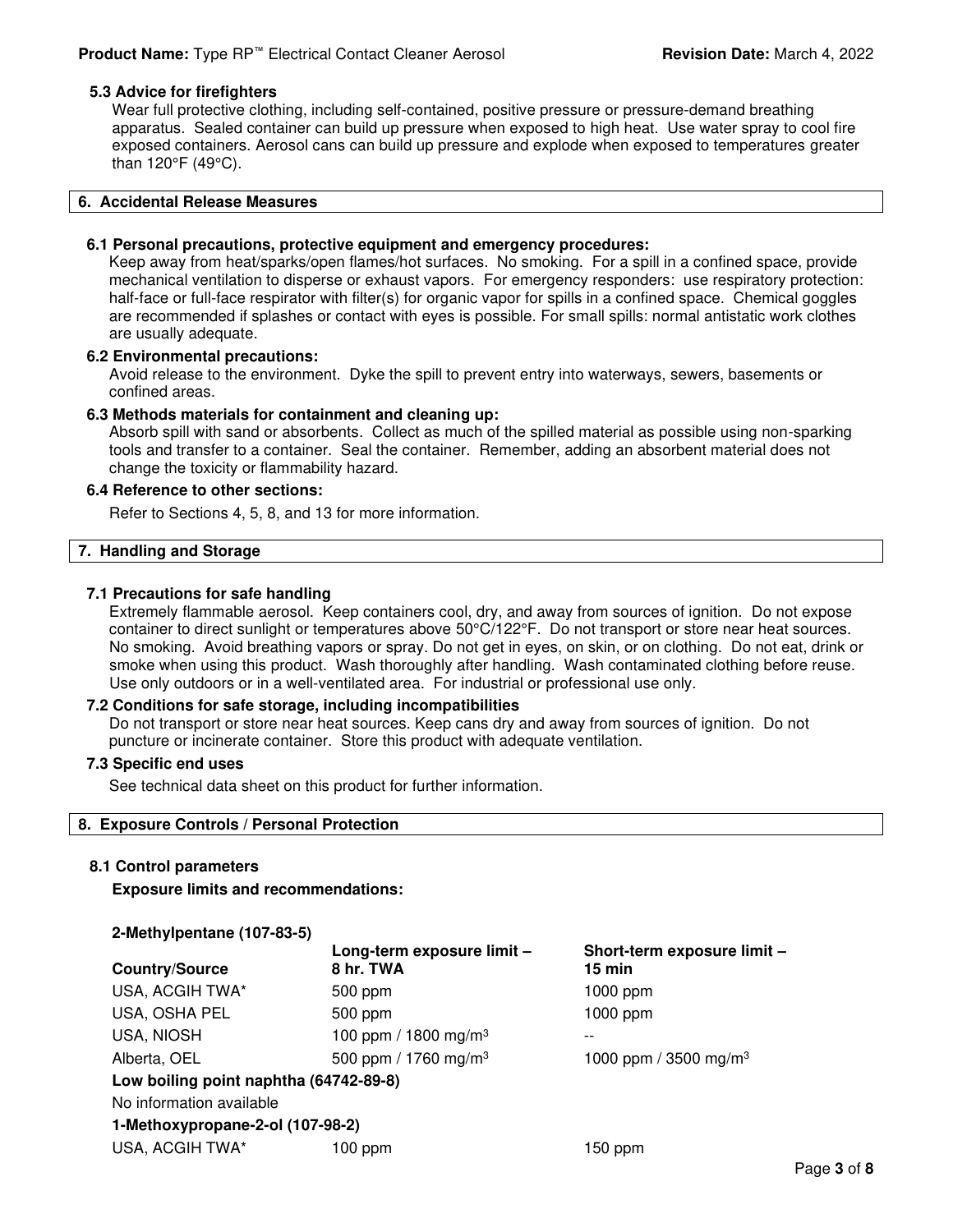### 5.3 Advice for firefighters

Wear full protective clothing, including self-contained, positive pressure or pressure-demand breathing apparatus. Sealed container can build up pressure when exposed to high heat. Use water spray to cool fire exposed containers. Aerosol cans can build up pressure and explode when exposed to temperatures greater than 120°F (49°C).

## 6. Accidental Release Measures

### 6.1 Personal precautions, protective equipment and emergency procedures:

Keep away from heat/sparks/open flames/hot surfaces. No smoking. For a spill in a confined space, provide mechanical ventilation to disperse or exhaust vapors. For emergency responders: use respiratory protection: half-face or full-face respirator with filter(s) for organic vapor for spills in a confined space. Chemical goggles are recommended if splashes or contact with eyes is possible. For small spills: normal antistatic work clothes are usually adequate.

### 6.2 Environmental precautions:

Avoid release to the environment. Dyke the spill to prevent entry into waterways, sewers, basements or confined areas.

### 6.3 Methods materials for containment and cleaning up:

Absorb spill with sand or absorbents. Collect as much of the spilled material as possible using non-sparking tools and transfer to a container. Seal the container. Remember, adding an absorbent material does not change the toxicity or flammability hazard.

### 6.4 Reference to other sections:

Refer to Sections 4, 5, 8, and 13 for more information.

## 7. Handling and Storage

### 7.1 Precautions for safe handling

Extremely flammable aerosol. Keep containers cool, dry, and away from sources of ignition. Do not expose container to direct sunlight or temperatures above 50°C/122°F. Do not transport or store near heat sources. No smoking. Avoid breathing vapors or spray. Do not get in eyes, on skin, or on clothing. Do not eat, drink or smoke when using this product. Wash thoroughly after handling. Wash contaminated clothing before reuse. Use only outdoors or in a well-ventilated area. For industrial or professional use only.

### 7.2 Conditions for safe storage, including incompatibilities

Do not transport or store near heat sources. Keep cans dry and away from sources of ignition. Do not puncture or incinerate container. Store this product with adequate ventilation.

### 7.3 Specific end uses

See technical data sheet on this product for further information.

## 8. Exposure Controls / Personal Protection

### 8.1 Control parameters

**Exposure limits and recommendations:**

| Country/Source | Long-term exposure limit – 8 hr. TWA | Short-term exposure limit – 15 min |
|---|---|---|
| **2-Methylpentane (107-83-5)** | | |
| USA, ACGIH TWA* | 500 ppm | 1000 ppm |
| USA, OSHA PEL | 500 ppm | 1000 ppm |
| USA, NIOSH | 100 ppm / 1800 mg/m$^3$ | -- |
| Alberta, OEL | 500 ppm / 1760 mg/m$^3$ | 1000 ppm / 3500 mg/m$^3$ |
| **Low boiling point naphtha (64742-89-8)** | | |
| No information available | | |
| **1-Methoxypropane-2-ol (107-98-2)** | | |
| USA, ACGIH TWA* | 100 ppm | 150 ppm |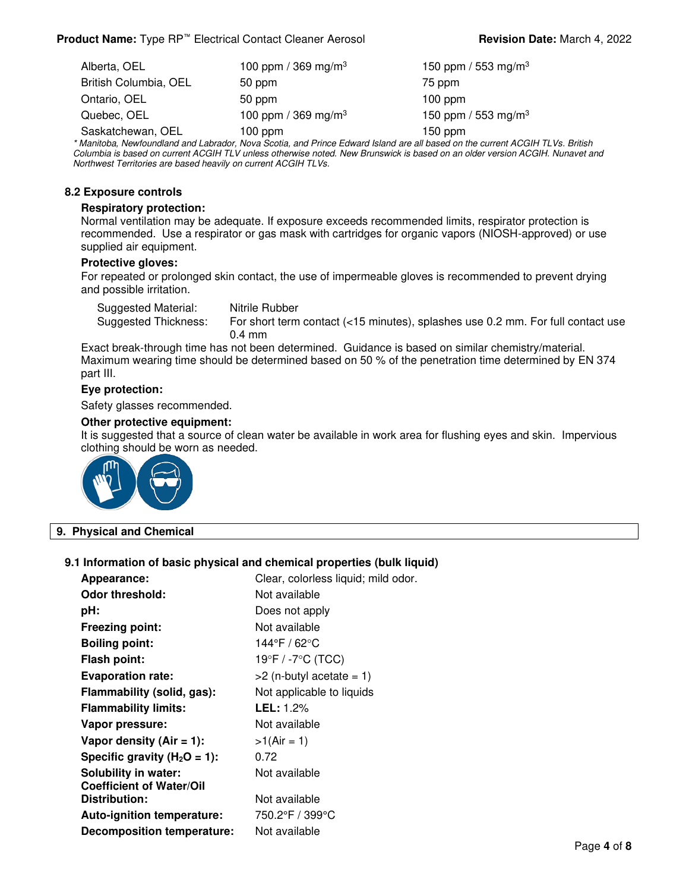| | | |
|---|---|---|
| Alberta, OEL | 100 ppm / 369 mg/m$^3$ | 150 ppm / 553 mg/m$^3$ |
| British Columbia, OEL | 50 ppm | 75 ppm |
| Ontario, OEL | 50 ppm | 100 ppm |
| Quebec, OEL | 100 ppm / 369 mg/m$^3$ | 150 ppm / 553 mg/m$^3$ |
| Saskatchewan, OEL | 100 ppm | 150 ppm |

*\* Manitoba, Newfoundland and Labrador, Nova Scotia, and Prince Edward Island are all based on the current ACGIH TLVs. British Columbia is based on current ACGIH TLV unless otherwise noted. New Brunswick is based on an older version ACGIH. Nunavet and Northwest Territories are based heavily on current ACGIH TLVs.*

### 8.2 Exposure controls

**Respiratory protection:**
Normal ventilation may be adequate. If exposure exceeds recommended limits, respirator protection is recommended. Use a respirator or gas mask with cartridges for organic vapors (NIOSH-approved) or use supplied air equipment.

**Protective gloves:**
For repeated or prolonged skin contact, the use of impermeable gloves is recommended to prevent drying and possible irritation.

| | |
|---|---|
| Suggested Material: | Nitrile Rubber |
| Suggested Thickness: | For short term contact (<15 minutes), splashes use 0.2 mm. For full contact use 0.4 mm |

Exact break-through time has not been determined. Guidance is based on similar chemistry/material. Maximum wearing time should be determined based on 50 % of the penetration time determined by EN 374 part III.

**Eye protection:**
Safety glasses recommended.

**Other protective equipment:**
It is suggested that a source of clean water be available in work area for flushing eyes and skin. Impervious clothing should be worn as needed.

## 9. Physical and Chemical

### 9.1 Information of basic physical and chemical properties (bulk liquid)

| | |
|---|---|
| **Appearance:** | Clear, colorless liquid; mild odor. |
| **Odor threshold:** | Not available |
| **pH:** | Does not apply |
| **Freezing point:** | Not available |
| **Boiling point:** | 144°F / 62°C |
| **Flash point:** | 19°F / -7°C (TCC) |
| **Evaporation rate:** | >2 (n-butyl acetate = 1) |
| **Flammability (solid, gas):** | Not applicable to liquids |
| **Flammability limits:** | **LEL:** 1.2% |
| **Vapor pressure:** | Not available |
| **Vapor density (Air = 1):** | >1(Air = 1) |
| **Specific gravity ($H_2O$ = 1):** | 0.72 |
| **Solubility in water:** | Not available |
| **Coefficient of Water/Oil Distribution:** | Not available |
| **Auto-ignition temperature:** | 750.2°F / 399°C |
| **Decomposition temperature:** | Not available |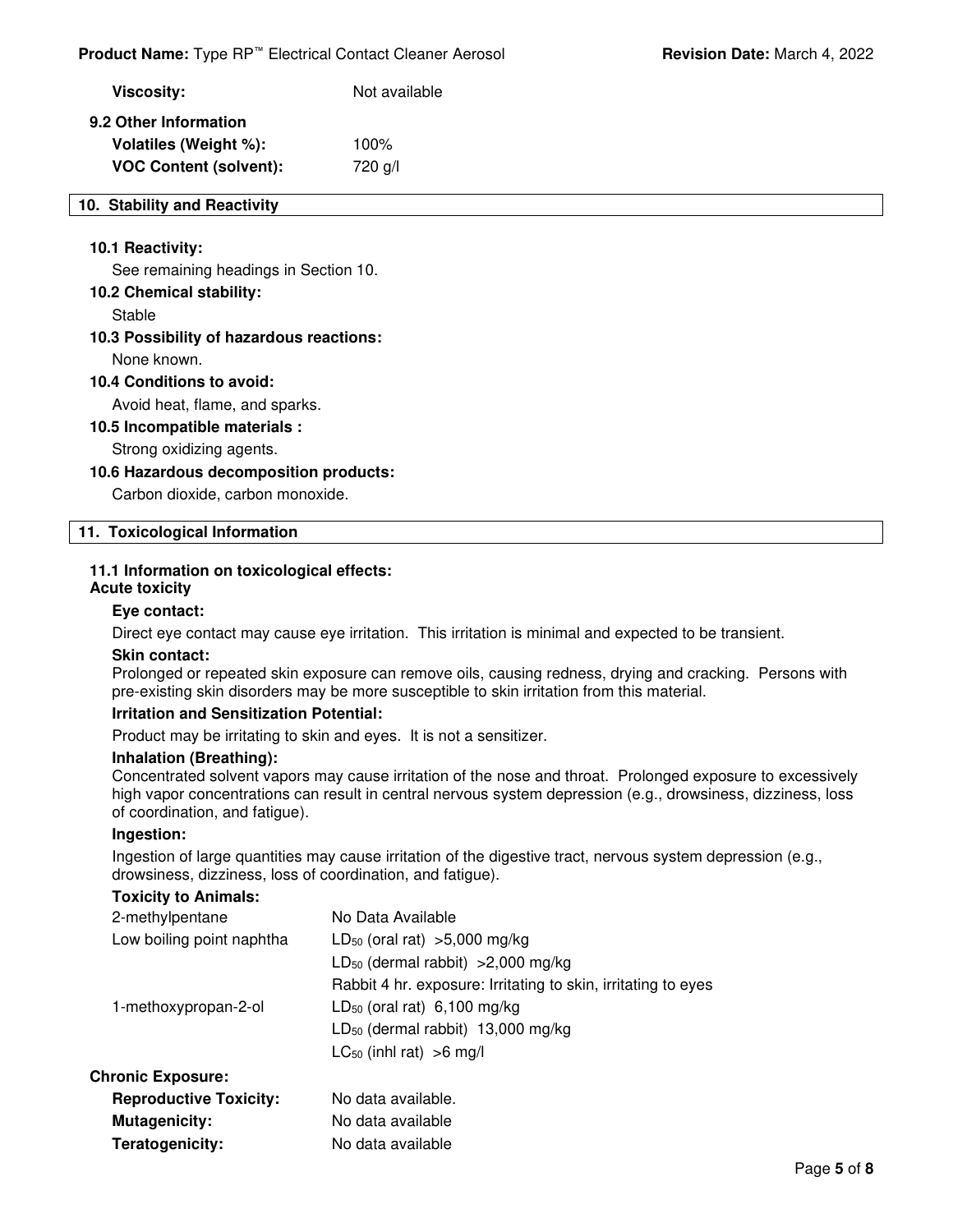**Viscosity:** Not available

**9.2 Other Information**

**Volatiles (Weight %):** 100%

**VOC Content (solvent):** 720 g/l

## 10. Stability and Reactivity

**10.1 Reactivity:**

See remaining headings in Section 10.

**10.2 Chemical stability:**

Stable

**10.3 Possibility of hazardous reactions:**

None known.

**10.4 Conditions to avoid:**

Avoid heat, flame, and sparks.

**10.5 Incompatible materials :**

Strong oxidizing agents.

**10.6 Hazardous decomposition products:**

Carbon dioxide, carbon monoxide.

## 11. Toxicological Information

**11.1 Information on toxicological effects:**

**Acute toxicity**

**Eye contact:**

Direct eye contact may cause eye irritation. This irritation is minimal and expected to be transient.

**Skin contact:**

Prolonged or repeated skin exposure can remove oils, causing redness, drying and cracking. Persons with pre-existing skin disorders may be more susceptible to skin irritation from this material.

**Irritation and Sensitization Potential:**

Product may be irritating to skin and eyes. It is not a sensitizer.

**Inhalation (Breathing):**

Concentrated solvent vapors may cause irritation of the nose and throat. Prolonged exposure to excessively high vapor concentrations can result in central nervous system depression (e.g., drowsiness, dizziness, loss of coordination, and fatigue).

**Ingestion:**

Ingestion of large quantities may cause irritation of the digestive tract, nervous system depression (e.g., drowsiness, dizziness, loss of coordination, and fatigue).

**Toxicity to Animals:**

| | |
|---|---|
| 2-methylpentane | No Data Available |
| Low boiling point naphtha | $LD_{50}$ (oral rat) >5,000 mg/kg |
| | $LD_{50}$ (dermal rabbit) >2,000 mg/kg |
| | Rabbit 4 hr. exposure: Irritating to skin, irritating to eyes |
| 1-methoxypropan-2-ol | $LD_{50}$ (oral rat) 6,100 mg/kg |
| | $LD_{50}$ (dermal rabbit) 13,000 mg/kg |
| | $LC_{50}$ (inhl rat) >6 mg/l |

**Chronic Exposure:**

**Reproductive Toxicity:** No data available.

**Mutagenicity:** No data available

**Teratogenicity:** No data available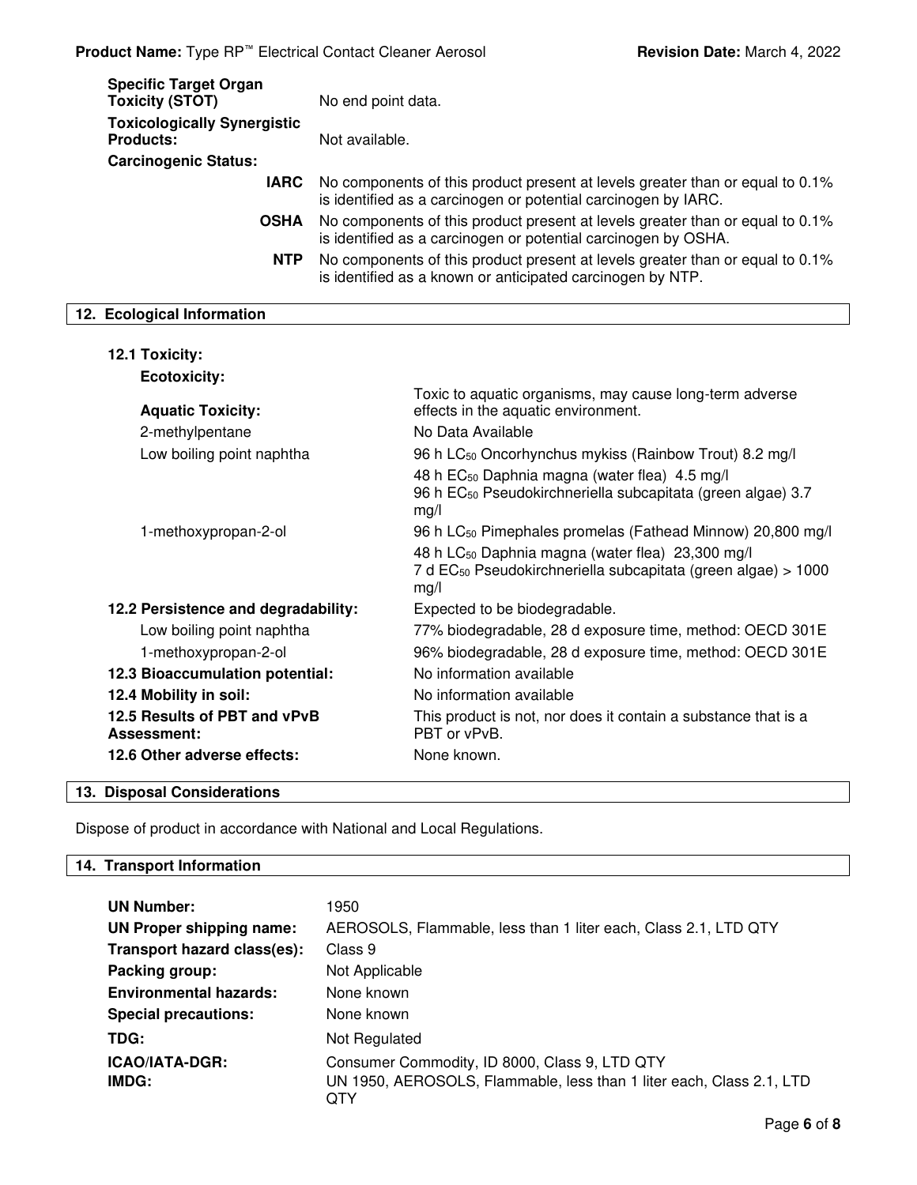| | |
|---|---|
| **Specific Target Organ Toxicity (STOT)** | No end point data. |
| **Toxicologically Synergistic Products:** | Not available. |
| **Carcinogenic Status:** | |
| **IARC** | No components of this product present at levels greater than or equal to 0.1% is identified as a carcinogen or potential carcinogen by IARC. |
| **OSHA** | No components of this product present at levels greater than or equal to 0.1% is identified as a carcinogen or potential carcinogen by OSHA. |
| **NTP** | No components of this product present at levels greater than or equal to 0.1% is identified as a known or anticipated carcinogen by NTP. |

## 12. Ecological Information

**12.1 Toxicity:**

**Ecotoxicity:**

| | |
|---|---|
| **Aquatic Toxicity:** | Toxic to aquatic organisms, may cause long-term adverse effects in the aquatic environment. |
| 2-methylpentane | No Data Available |
| Low boiling point naphtha | 96 h $LC_{50}$ Oncorhynchus mykiss (Rainbow Trout) 8.2 mg/l<br>48 h $EC_{50}$ Daphnia magna (water flea) 4.5 mg/l<br>96 h $EC_{50}$ Pseudokirchneriella subcapitata (green algae) 3.7 mg/l |
| 1-methoxypropan-2-ol | 96 h $LC_{50}$ Pimephales promelas (Fathead Minnow) 20,800 mg/l<br>48 h $LC_{50}$ Daphnia magna (water flea) 23,300 mg/l<br>7 d $EC_{50}$ Pseudokirchneriella subcapitata (green algae) > 1000 mg/l |
| **12.2 Persistence and degradability:** | Expected to be biodegradable. |
| Low boiling point naphtha | 77% biodegradable, 28 d exposure time, method: OECD 301E |
| 1-methoxypropan-2-ol | 96% biodegradable, 28 d exposure time, method: OECD 301E |
| **12.3 Bioaccumulation potential:** | No information available |
| **12.4 Mobility in soil:** | No information available |
| **12.5 Results of PBT and vPvB Assessment:** | This product is not, nor does it contain a substance that is a PBT or vPvB. |
| **12.6 Other adverse effects:** | None known. |

## 13. Disposal Considerations

Dispose of product in accordance with National and Local Regulations.

## 14. Transport Information

| | |
|---|---|
| **UN Number:** | 1950 |
| **UN Proper shipping name:** | AEROSOLS, Flammable, less than 1 liter each, Class 2.1, LTD QTY |
| **Transport hazard class(es):** | Class 9 |
| **Packing group:** | Not Applicable |
| **Environmental hazards:** | None known |
| **Special precautions:** | None known |
| **TDG:** | Not Regulated |
| **ICAO/IATA-DGR:** | Consumer Commodity, ID 8000, Class 9, LTD QTY |
| **IMDG:** | UN 1950, AEROSOLS, Flammable, less than 1 liter each, Class 2.1, LTD QTY |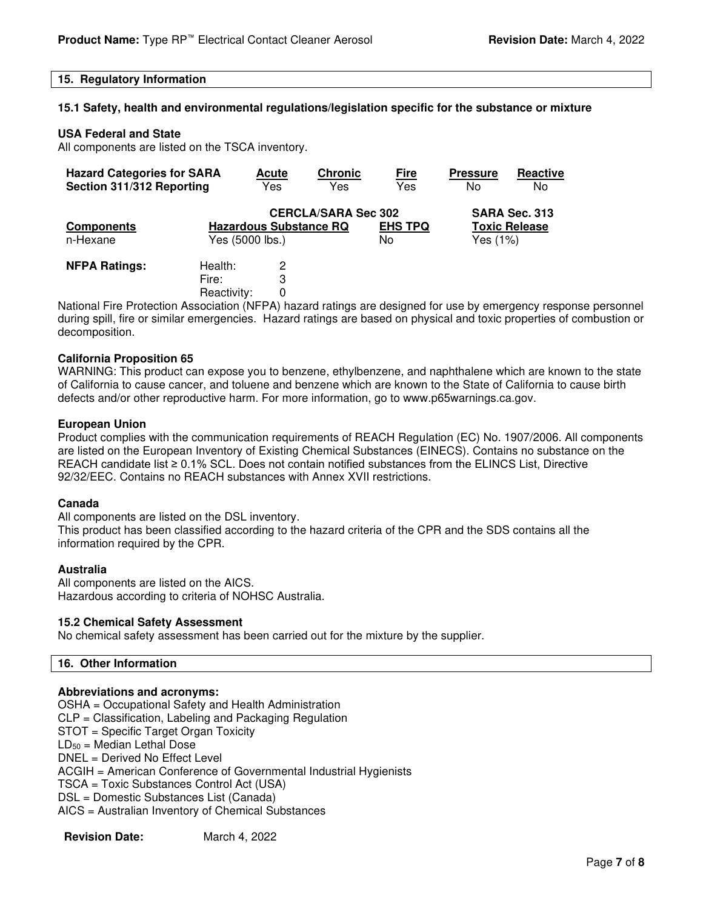## 15. Regulatory Information

### 15.1 Safety, health and environmental regulations/legislation specific for the substance or mixture

**USA Federal and State**

All components are listed on the TSCA inventory.

| Hazard Categories for SARA Section 311/312 Reporting | Acute | Chronic | Fire | Pressure | Reactive |
|---|---|---|---|---|---|
| | Yes | Yes | Yes | No | No |

| Components | CERCLA/SARA Sec 302 Hazardous Substance RQ | CERCLA/SARA Sec 302 EHS TPQ | SARA Sec. 313 Toxic Release |
|---|---|---|---|
| n-Hexane | Yes (5000 lbs.) | No | Yes (1%) |

| NFPA Ratings: | | |
|---|---|---|
| | Health: | 2 |
| | Fire: | 3 |
| | Reactivity: | 0 |

National Fire Protection Association (NFPA) hazard ratings are designed for use by emergency response personnel during spill, fire or similar emergencies. Hazard ratings are based on physical and toxic properties of combustion or decomposition.

**California Proposition 65**

WARNING: This product can expose you to benzene, ethylbenzene, and naphthalene which are known to the state of California to cause cancer, and toluene and benzene which are known to the State of California to cause birth defects and/or other reproductive harm. For more information, go to www.p65warnings.ca.gov.

**European Union**

Product complies with the communication requirements of REACH Regulation (EC) No. 1907/2006. All components are listed on the European Inventory of Existing Chemical Substances (EINECS). Contains no substance on the REACH candidate list ≥ 0.1% SCL. Does not contain notified substances from the ELINCS List, Directive 92/32/EEC. Contains no REACH substances with Annex XVII restrictions.

**Canada**

All components are listed on the DSL inventory.
This product has been classified according to the hazard criteria of the CPR and the SDS contains all the information required by the CPR.

**Australia**

All components are listed on the AICS.
Hazardous according to criteria of NOHSC Australia.

### 15.2 Chemical Safety Assessment

No chemical safety assessment has been carried out for the mixture by the supplier.

## 16. Other Information

**Abbreviations and acronyms:**

OSHA = Occupational Safety and Health Administration
CLP = Classification, Labeling and Packaging Regulation
STOT = Specific Target Organ Toxicity
$LD_{50}$ = Median Lethal Dose
DNEL = Derived No Effect Level
ACGIH = American Conference of Governmental Industrial Hygienists
TSCA = Toxic Substances Control Act (USA)
DSL = Domestic Substances List (Canada)
AICS = Australian Inventory of Chemical Substances

**Revision Date:** March 4, 2022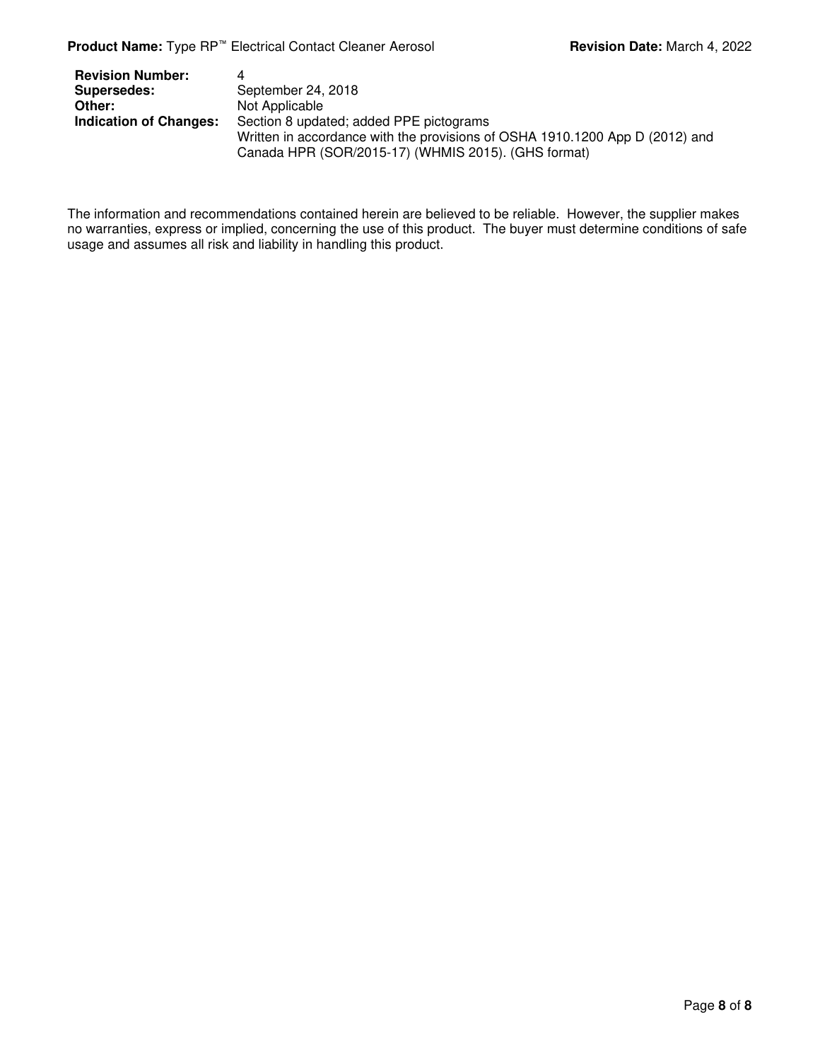| | |
|---|---|
| **Revision Number:** | 4 |
| **Supersedes:** | September 24, 2018 |
| **Other:** | Not Applicable |
| **Indication of Changes:** | Section 8 updated; added PPE pictograms |
| | Written in accordance with the provisions of OSHA 1910.1200 App D (2012) and Canada HPR (SOR/2015-17) (WHMIS 2015). (GHS format) |

The information and recommendations contained herein are believed to be reliable. However, the supplier makes no warranties, express or implied, concerning the use of this product. The buyer must determine conditions of safe usage and assumes all risk and liability in handling this product.